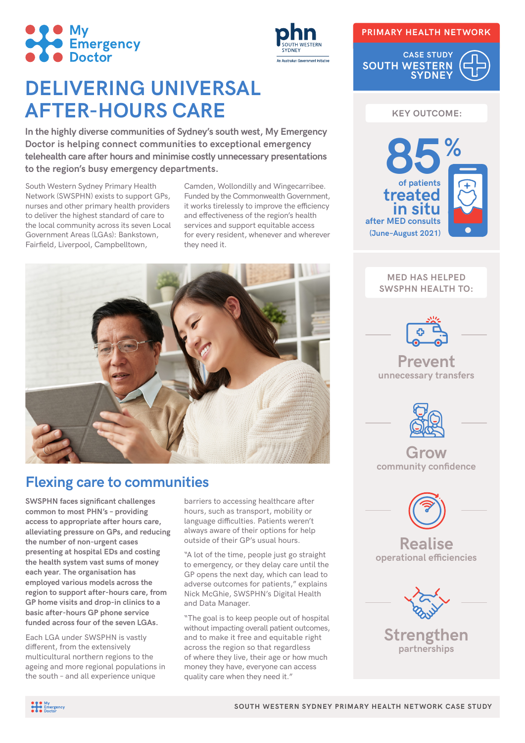# DELIVERING UNIVERSAL AFTER-HOURS CARE

**In the highly diverse communities of Sydney's south west, My Emergency Doctor is helping connect communities to exceptional emergency telehealth care after hours and minimise costly unnecessary presentations to the region's busy emergency departments.**

South Western Sydney Primary Health Network (SWSPHN) exists to support GPs, nurses and other primary health providers to deliver the highest standard of care to the local community across its seven Local Government Areas (LGAs): Bankstown, Fairfield, Liverpool, Campbelltown, Camden, Wollondilly and Wingecarribee. Funded by the Commonwealth Government, it works tirelessly to improve the efficiency and effectiveness of the region's health services and support equitable access for every resident, whenever and wherever they need it.

## Flexing care to communities

**SWSPHN faces significant challenges common to most PHN's – providing access to appropriate after hours care, alleviating pressure on GPs, and reducing the number of non-urgent cases presenting at hospital EDs and costing the health system vast sums of money each year. The organisation has employed various models across the region to support after-hours care, from GP home visits and drop-in clinics to a basic after-hours GP phone service funded across four of the seven LGAs.**

Each LGA under SWSPHN is vastly different, from the extensively multicultural northern regions to the ageing and more regional populations in the south - and all experience unique barriers to accessing healthcare after hours, such as transport, mobility or language difficulties. Patients weren't always aware of their options for help outside of their GP's usual hours.

"A lot of the time, people just go straight to emergency, or they delay care until the GP opens the next day, which can lead to adverse outcomes for patients," explains Nick McGhie, SWSPHN's Digital Health and Data Manager.

"The goal is to keep people out of hospital without impacting overall patient outcomes, and to make it free and equitable right across the region so that regardless of where they live, their age or how much money they have, everyone can access quality care when they need it."

---

**PRIMARY HEALTH NETWORK**

CASE STUDY
SOUTH WESTERN SYDNEY

**KEY OUTCOME:**

**85%** of patients **treated in situ** after MED consults (June–August 2021)

**MED HAS HELPED SWSPHN HEALTH TO:**

- **Prevent** unnecessary transfers
- **Grow** community confidence
- **Realise** operational efficiencies
- **Strengthen** partnerships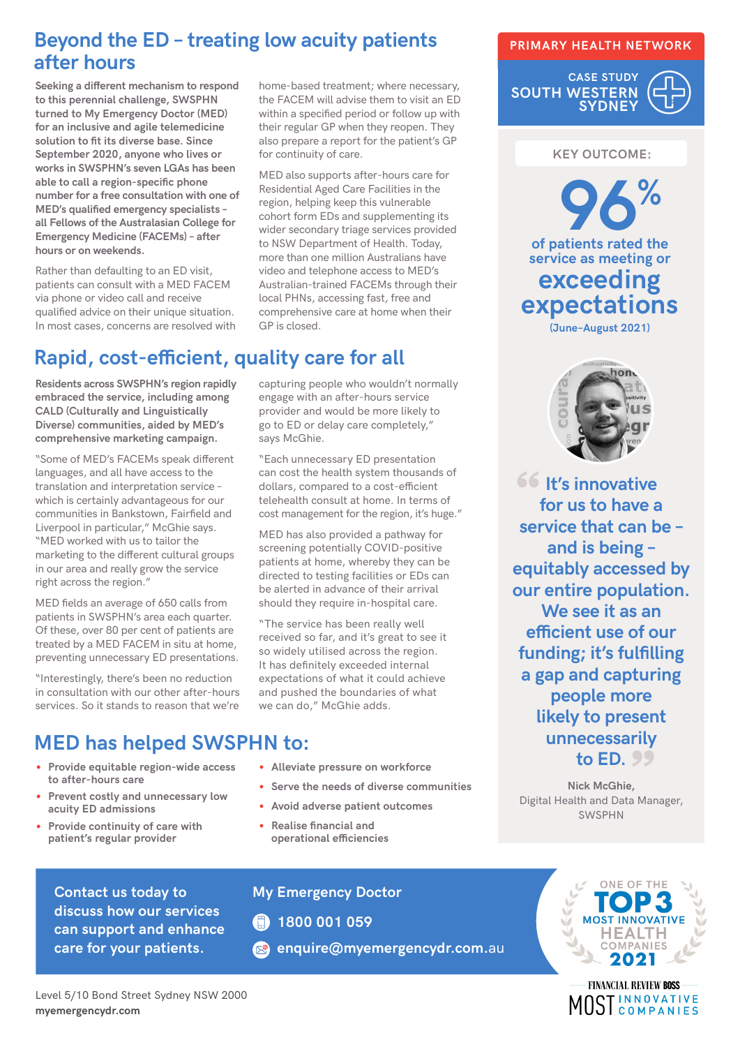# Beyond the ED – treating low acuity patients after hours

**Seeking a different mechanism to respond to this perennial challenge, SWSPHN turned to My Emergency Doctor (MED) for an inclusive and agile telemedicine solution to fit its diverse base. Since September 2020, anyone who lives or works in SWSPHN's seven LGAs has been able to call a region-specific phone number for a free consultation with one of MED's qualified emergency specialists – all Fellows of the Australasian College for Emergency Medicine (FACEMs) – after hours or on weekends.**

Rather than defaulting to an ED visit, patients can consult with a MED FACEM via phone or video call and receive qualified advice on their unique situation. In most cases, concerns are resolved with home-based treatment; where necessary, the FACEM will advise them to visit an ED within a specified period or follow up with their regular GP when they reopen. They also prepare a report for the patient's GP for continuity of care.

MED also supports after-hours care for Residential Aged Care Facilities in the region, helping keep this vulnerable cohort form EDs and supplementing its wider secondary triage services provided to NSW Department of Health. Today, more than one million Australians have video and telephone access to MED's Australian-trained FACEMs through their local PHNs, accessing fast, free and comprehensive care at home when their GP is closed.

## Rapid, cost-efficient, quality care for all

**Residents across SWSPHN's region rapidly embraced the service, including among CALD (Culturally and Linguistically Diverse) communities, aided by MED's comprehensive marketing campaign.**

"Some of MED's FACEMs speak different languages, and all have access to the translation and interpretation service – which is certainly advantageous for our communities in Bankstown, Fairfield and Liverpool in particular," McGhie says. "MED worked with us to tailor the marketing to the different cultural groups in our area and really grow the service right across the region."

MED fields an average of 650 calls from patients in SWSPHN's area each quarter. Of these, over 80 per cent of patients are treated by a MED FACEM in situ at home, preventing unnecessary ED presentations.

"Interestingly, there's been no reduction in consultation with our other after-hours services. So it stands to reason that we're capturing people who wouldn't normally engage with an after-hours service provider and would be more likely to go to ED or delay care completely," says McGhie.

"Each unnecessary ED presentation can cost the health system thousands of dollars, compared to a cost-efficient telehealth consult at home. In terms of cost management for the region, it's huge."

MED has also provided a pathway for screening potentially COVID-positive patients at home, whereby they can be directed to testing facilities or EDs can be alerted in advance of their arrival should they require in-hospital care.

"The service has been really well received so far, and it's great to see it so widely utilised across the region. It has definitely exceeded internal expectations of what it could achieve and pushed the boundaries of what we can do," McGhie adds.

## MED has helped SWSPHN to:

- Provide equitable region-wide access to after-hours care
- Prevent costly and unnecessary low acuity ED admissions
- Provide continuity of care with patient's regular provider
- Alleviate pressure on workforce
- Serve the needs of diverse communities
- Avoid adverse patient outcomes
- Realise financial and operational efficiencies

PRIMARY HEALTH NETWORK

CASE STUDY
SOUTH WESTERN SYDNEY

KEY OUTCOME:

**96%**

of patients rated the service as meeting or **exceeding expectations**

(June–August 2021)

"It's innovative for us to have a service that can be – and is being – equitably accessed by our entire population. We see it as an efficient use of our funding; it's fulfilling a gap and capturing people more likely to present unnecessarily to ED."

**Nick McGhie,**
Digital Health and Data Manager, SWSPHN

**Contact us today to discuss how our services can support and enhance care for your patients.**

**My Emergency Doctor**

1800 001 059

enquire@myemergencydr.com.au

ONE OF THE TOP 3 MOST INNOVATIVE HEALTH COMPANIES 2021

FINANCIAL REVIEW BOSS MOST INNOVATIVE COMPANIES

Level 5/10 Bond Street Sydney NSW 2000
**myemergencydr.com**